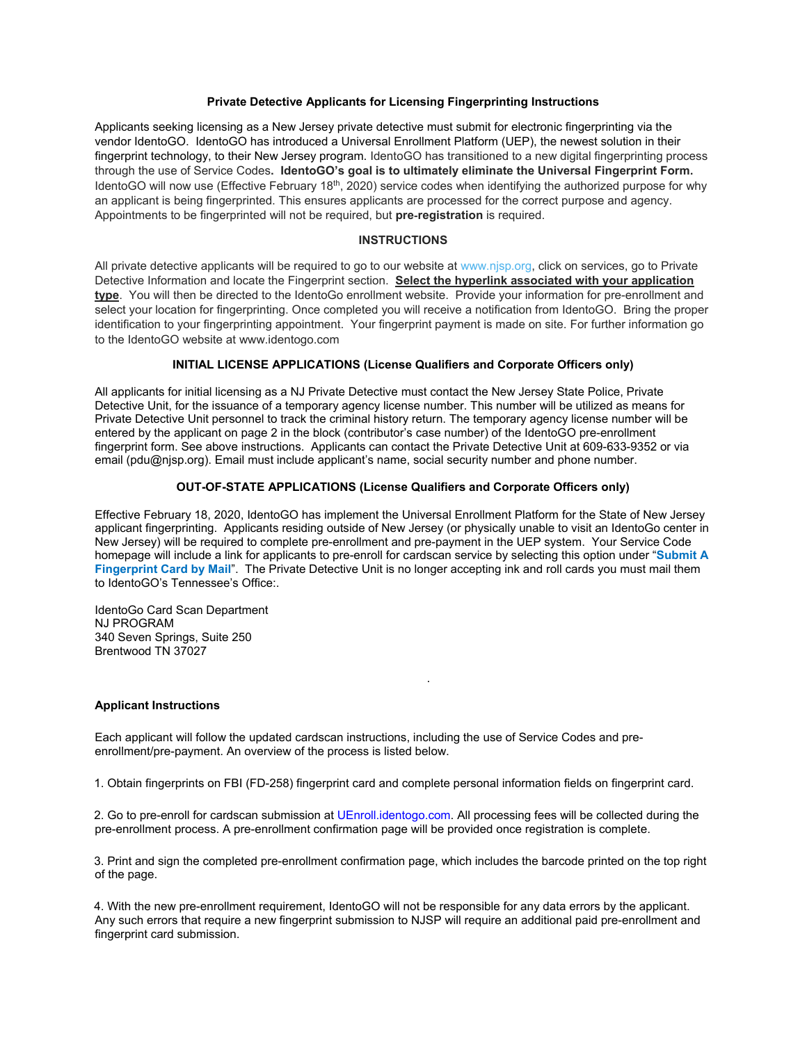**Private Detective Applicants for Licensing Fingerprinting Instructions**

Applicants seeking licensing as a New Jersey private detective must submit for electronic fingerprinting via the vendor IdentoGO. IdentoGO has introduced a Universal Enrollment Platform (UEP), the newest solution in their fingerprint technology, to their New Jersey program. IdentoGO has transitioned to a new digital fingerprinting process through the use of Service Codes**. IdentoGO's goal is to ultimately eliminate the Universal Fingerprint Form.** IdentoGO will now use (Effective February 18th, 2020) service codes when identifying the authorized purpose for why an applicant is being fingerprinted. This ensures applicants are processed for the correct purpose and agency. Appointments to be fingerprinted will not be required, but **pre-registration** is required.

**INSTRUCTIONS**

All private detective applicants will be required to go to our website at www.njsp.org, click on services, go to Private Detective Information and locate the Fingerprint section. **Select the hyperlink associated with your application type**. You will then be directed to the IdentoGo enrollment website. Provide your information for pre-enrollment and select your location for fingerprinting. Once completed you will receive a notification from IdentoGO. Bring the proper identification to your fingerprinting appointment. Your fingerprint payment is made on site. For further information go to the IdentoGO website at www.identogo.com

**INITIAL LICENSE APPLICATIONS (License Qualifiers and Corporate Officers only)**

All applicants for initial licensing as a NJ Private Detective must contact the New Jersey State Police, Private Detective Unit, for the issuance of a temporary agency license number. This number will be utilized as means for Private Detective Unit personnel to track the criminal history return. The temporary agency license number will be entered by the applicant on page 2 in the block (contributor's case number) of the IdentoGo pre-enrollment fingerprint form. See above instructions. Applicants can contact the Private Detective Unit at 609-633-9352 or via email (pdu@njsp.org). Email must include applicant's name, social security number and phone number.

**OUT-OF-STATE APPLICATIONS (License Qualifiers and Corporate Officers only)**

Effective February 18, 2020, IdentoGO has implement the Universal Enrollment Platform for the State of New Jersey applicant fingerprinting. Applicants residing outside of New Jersey (or physically unable to visit an IdentoGo center in New Jersey) will be required to complete pre-enrollment and pre-payment in the UEP system. Your Service Code homepage will include a link for applicants to pre-enroll for cardscan service by selecting this option under "**Submit A Fingerprint Card by Mail**". The Private Detective Unit is no longer accepting ink and roll cards you must mail them to IdentoGO's Tennessee's Office:.

IdentoGo Card Scan Department
NJ PROGRAM
340 Seven Springs, Suite 250
Brentwood TN 37027

**Applicant Instructions**

Each applicant will follow the updated cardscan instructions, including the use of Service Codes and pre-enrollment/pre-payment. An overview of the process is listed below.

1. Obtain fingerprints on FBI (FD-258) fingerprint card and complete personal information fields on fingerprint card.

2. Go to pre-enroll for cardscan submission at UEnroll.identogo.com. All processing fees will be collected during the pre-enrollment process. A pre-enrollment confirmation page will be provided once registration is complete.

3. Print and sign the completed pre-enrollment confirmation page, which includes the barcode printed on the top right of the page.

4. With the new pre-enrollment requirement, IdentoGO will not be responsible for any data errors by the applicant. Any such errors that require a new fingerprint submission to NJSP will require an additional paid pre-enrollment and fingerprint card submission.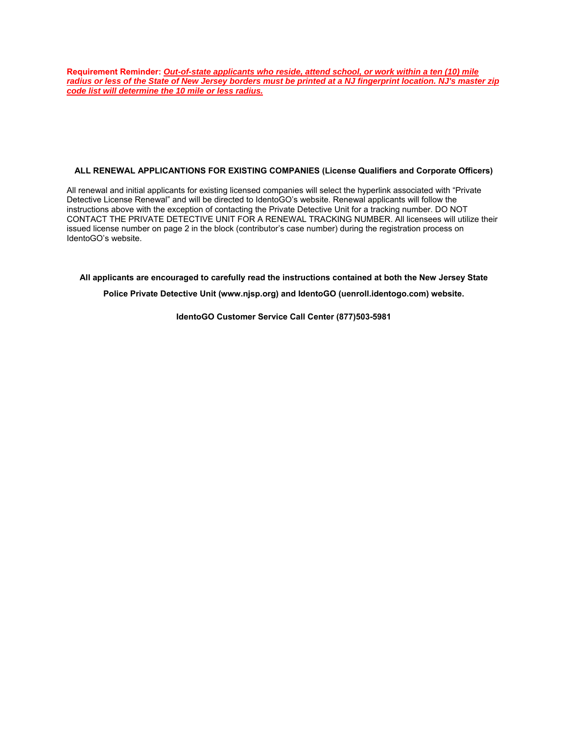**Requirement Reminder:** ***Out-of-state applicants who reside, attend school, or work within a ten (10) mile radius or less of the State of New Jersey borders must be printed at a NJ fingerprint location. NJ's master zip code list will determine the 10 mile or less radius.***

**ALL RENEWAL APPLICANTIONS FOR EXISTING COMPANIES (License Qualifiers and Corporate Officers)**

All renewal and initial applicants for existing licensed companies will select the hyperlink associated with "Private Detective License Renewal" and will be directed to IdentoGO's website. Renewal applicants will follow the instructions above with the exception of contacting the Private Detective Unit for a tracking number. DO NOT CONTACT THE PRIVATE DETECTIVE UNIT FOR A RENEWAL TRACKING NUMBER. All licensees will utilize their issued license number on page 2 in the block (contributor's case number) during the registration process on IdentoGO's website.

**All applicants are encouraged to carefully read the instructions contained at both the New Jersey State Police Private Detective Unit (www.njsp.org) and IdentoGO (uenroll.identogo.com) website.**

**IdentoGO Customer Service Call Center (877)503-5981**